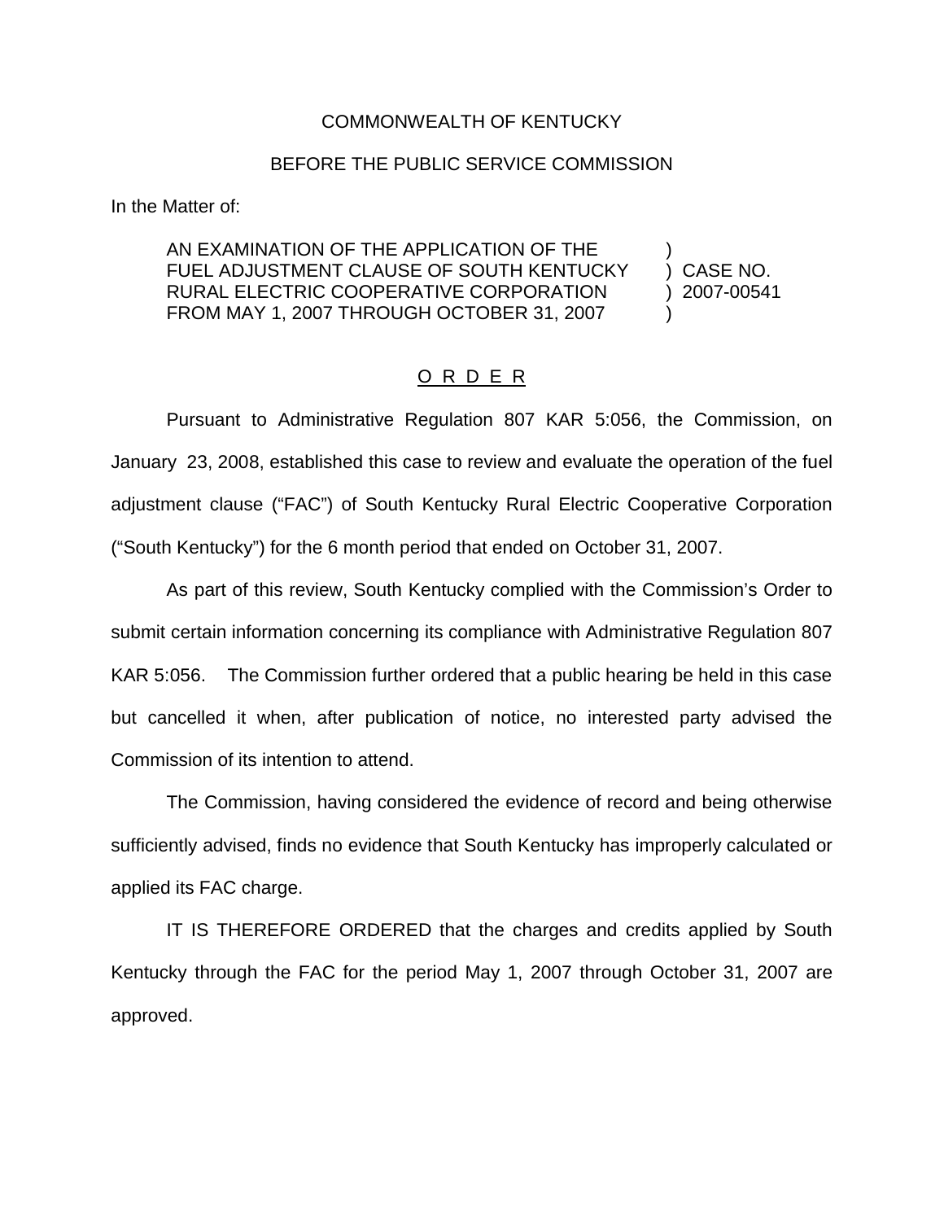COMMONWEALTH OF KENTUCKY

BEFORE THE PUBLIC SERVICE COMMISSION

In the Matter of:

| | | |
|---|---|---|
| AN EXAMINATION OF THE APPLICATION OF THE FUEL ADJUSTMENT CLAUSE OF SOUTH KENTUCKY RURAL ELECTRIC COOPERATIVE CORPORATION FROM MAY 1, 2007 THROUGH OCTOBER 31, 2007 | ) ) ) ) | CASE NO. 2007-00541 |

O R D E R

Pursuant to Administrative Regulation 807 KAR 5:056, the Commission, on January 23, 2008, established this case to review and evaluate the operation of the fuel adjustment clause ("FAC") of South Kentucky Rural Electric Cooperative Corporation ("South Kentucky") for the 6 month period that ended on October 31, 2007.

As part of this review, South Kentucky complied with the Commission's Order to submit certain information concerning its compliance with Administrative Regulation 807 KAR 5:056. The Commission further ordered that a public hearing be held in this case but cancelled it when, after publication of notice, no interested party advised the Commission of its intention to attend.

The Commission, having considered the evidence of record and being otherwise sufficiently advised, finds no evidence that South Kentucky has improperly calculated or applied its FAC charge.

IT IS THEREFORE ORDERED that the charges and credits applied by South Kentucky through the FAC for the period May 1, 2007 through October 31, 2007 are approved.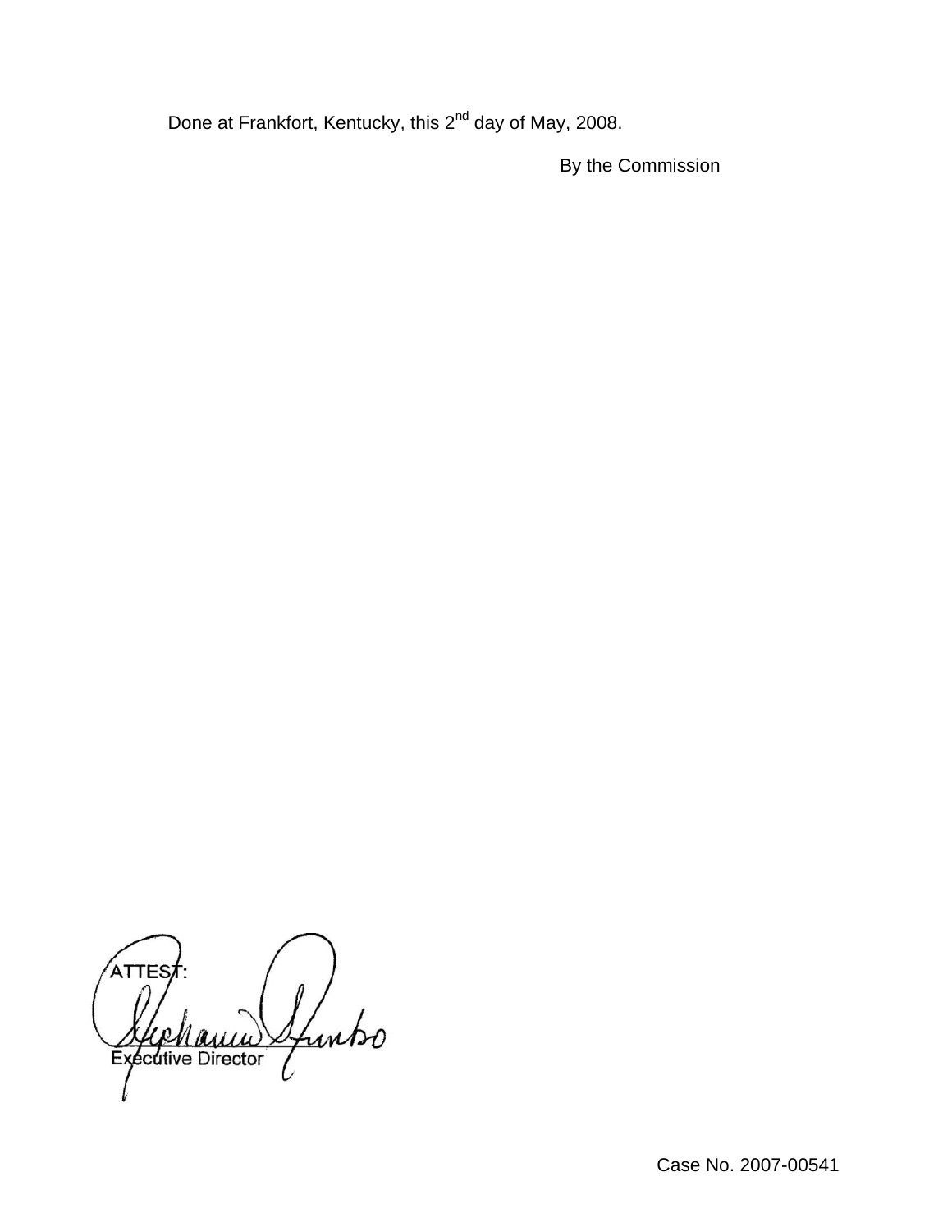Done at Frankfort, Kentucky, this 2nd day of May, 2008.

By the Commission

ATTEST:

Executive Director

Case No. 2007-00541